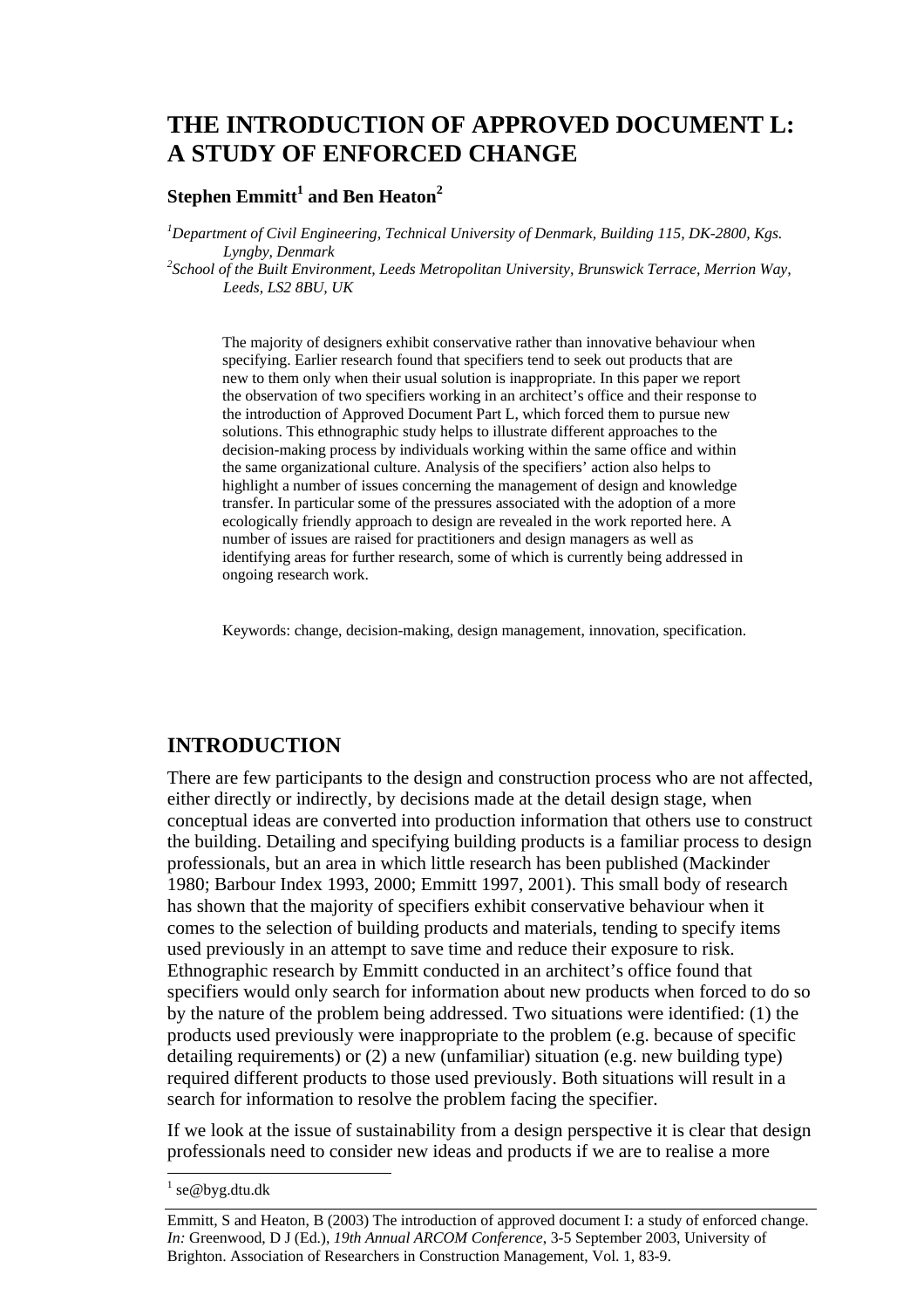# THE INTRODUCTION OF APPROVED DOCUMENT L: A STUDY OF ENFORCED CHANGE

**Stephen Emmitt[1] and Ben Heaton[2]**

[1] *Department of Civil Engineering, Technical University of Denmark, Building 115, DK-2800, Kgs. Lyngby, Denmark*
[2] *School of the Built Environment, Leeds Metropolitan University, Brunswick Terrace, Merrion Way, Leeds, LS2 8BU, UK*

The majority of designers exhibit conservative rather than innovative behaviour when specifying. Earlier research found that specifiers tend to seek out products that are new to them only when their usual solution is inappropriate. In this paper we report the observation of two specifiers working in an architect's office and their response to the introduction of Approved Document Part L, which forced them to pursue new solutions. This ethnographic study helps to illustrate different approaches to the decision-making process by individuals working within the same office and within the same organizational culture. Analysis of the specifiers' action also helps to highlight a number of issues concerning the management of design and knowledge transfer. In particular some of the pressures associated with the adoption of a more ecologically friendly approach to design are revealed in the work reported here. A number of issues are raised for practitioners and design managers as well as identifying areas for further research, some of which is currently being addressed in ongoing research work.

Keywords: change, decision-making, design management, innovation, specification.

## INTRODUCTION

There are few participants to the design and construction process who are not affected, either directly or indirectly, by decisions made at the detail design stage, when conceptual ideas are converted into production information that others use to construct the building. Detailing and specifying building products is a familiar process to design professionals, but an area in which little research has been published (Mackinder 1980; Barbour Index 1993, 2000; Emmitt 1997, 2001). This small body of research has shown that the majority of specifiers exhibit conservative behaviour when it comes to the selection of building products and materials, tending to specify items used previously in an attempt to save time and reduce their exposure to risk. Ethnographic research by Emmitt conducted in an architect's office found that specifiers would only search for information about new products when forced to do so by the nature of the problem being addressed. Two situations were identified: (1) the products used previously were inappropriate to the problem (e.g. because of specific detailing requirements) or (2) a new (unfamiliar) situation (e.g. new building type) required different products to those used previously. Both situations will result in a search for information to resolve the problem facing the specifier.

If we look at the issue of sustainability from a design perspective it is clear that design professionals need to consider new ideas and products if we are to realise a more

[1] se@byg.dtu.dk

Emmitt, S and Heaton, B (2003) The introduction of approved document I: a study of enforced change. *In:* Greenwood, D J (Ed.), *19th Annual ARCOM Conference*, 3-5 September 2003, University of Brighton. Association of Researchers in Construction Management, Vol. 1, 83-9.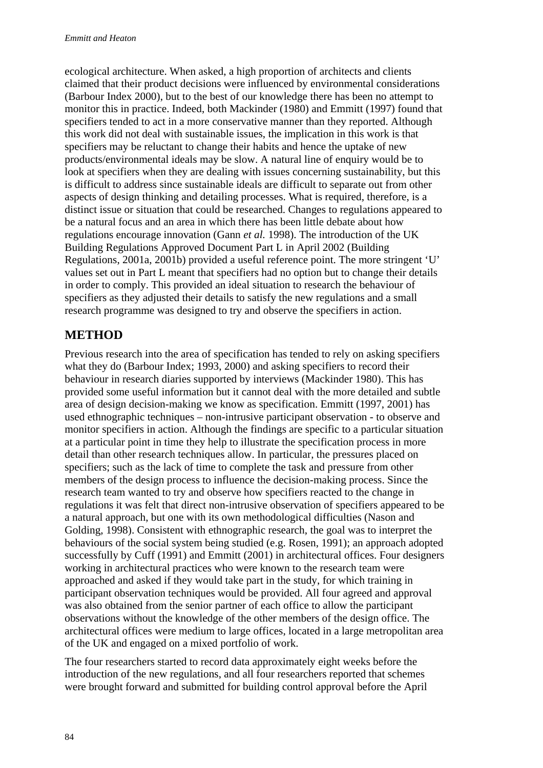ecological architecture. When asked, a high proportion of architects and clients claimed that their product decisions were influenced by environmental considerations (Barbour Index 2000), but to the best of our knowledge there has been no attempt to monitor this in practice. Indeed, both Mackinder (1980) and Emmitt (1997) found that specifiers tended to act in a more conservative manner than they reported. Although this work did not deal with sustainable issues, the implication in this work is that specifiers may be reluctant to change their habits and hence the uptake of new products/environmental ideals may be slow. A natural line of enquiry would be to look at specifiers when they are dealing with issues concerning sustainability, but this is difficult to address since sustainable ideals are difficult to separate out from other aspects of design thinking and detailing processes. What is required, therefore, is a distinct issue or situation that could be researched. Changes to regulations appeared to be a natural focus and an area in which there has been little debate about how regulations encourage innovation (Gann *et al.* 1998). The introduction of the UK Building Regulations Approved Document Part L in April 2002 (Building Regulations, 2001a, 2001b) provided a useful reference point. The more stringent 'U' values set out in Part L meant that specifiers had no option but to change their details in order to comply. This provided an ideal situation to research the behaviour of specifiers as they adjusted their details to satisfy the new regulations and a small research programme was designed to try and observe the specifiers in action.

## METHOD

Previous research into the area of specification has tended to rely on asking specifiers what they do (Barbour Index; 1993, 2000) and asking specifiers to record their behaviour in research diaries supported by interviews (Mackinder 1980). This has provided some useful information but it cannot deal with the more detailed and subtle area of design decision-making we know as specification. Emmitt (1997, 2001) has used ethnographic techniques – non-intrusive participant observation - to observe and monitor specifiers in action. Although the findings are specific to a particular situation at a particular point in time they help to illustrate the specification process in more detail than other research techniques allow. In particular, the pressures placed on specifiers; such as the lack of time to complete the task and pressure from other members of the design process to influence the decision-making process. Since the research team wanted to try and observe how specifiers reacted to the change in regulations it was felt that direct non-intrusive observation of specifiers appeared to be a natural approach, but one with its own methodological difficulties (Nason and Golding, 1998). Consistent with ethnographic research, the goal was to interpret the behaviours of the social system being studied (e.g. Rosen, 1991); an approach adopted successfully by Cuff (1991) and Emmitt (2001) in architectural offices. Four designers working in architectural practices who were known to the research team were approached and asked if they would take part in the study, for which training in participant observation techniques would be provided. All four agreed and approval was also obtained from the senior partner of each office to allow the participant observations without the knowledge of the other members of the design office. The architectural offices were medium to large offices, located in a large metropolitan area of the UK and engaged on a mixed portfolio of work.

The four researchers started to record data approximately eight weeks before the introduction of the new regulations, and all four researchers reported that schemes were brought forward and submitted for building control approval before the April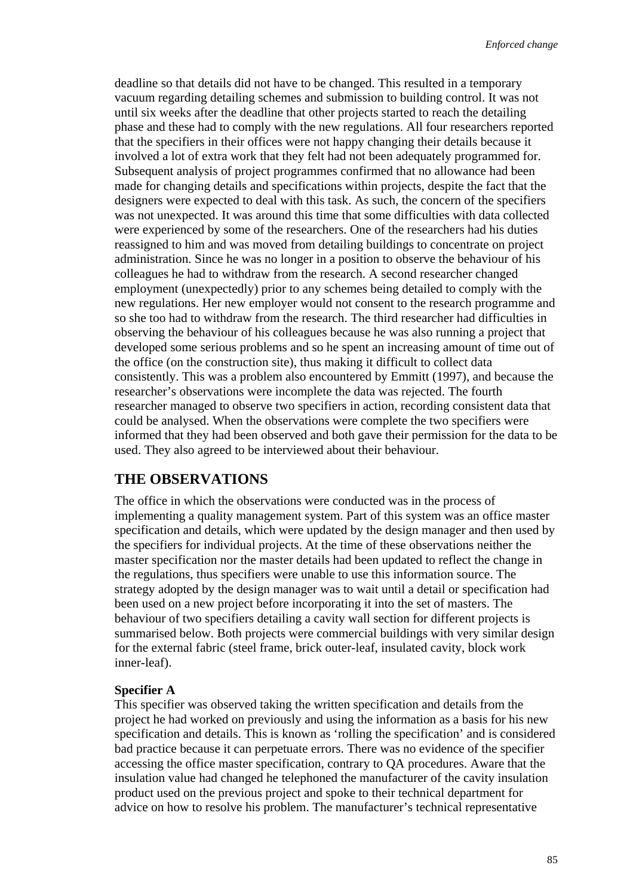deadline so that details did not have to be changed. This resulted in a temporary vacuum regarding detailing schemes and submission to building control. It was not until six weeks after the deadline that other projects started to reach the detailing phase and these had to comply with the new regulations. All four researchers reported that the specifiers in their offices were not happy changing their details because it involved a lot of extra work that they felt had not been adequately programmed for. Subsequent analysis of project programmes confirmed that no allowance had been made for changing details and specifications within projects, despite the fact that the designers were expected to deal with this task. As such, the concern of the specifiers was not unexpected. It was around this time that some difficulties with data collected were experienced by some of the researchers. One of the researchers had his duties reassigned to him and was moved from detailing buildings to concentrate on project administration. Since he was no longer in a position to observe the behaviour of his colleagues he had to withdraw from the research. A second researcher changed employment (unexpectedly) prior to any schemes being detailed to comply with the new regulations. Her new employer would not consent to the research programme and so she too had to withdraw from the research. The third researcher had difficulties in observing the behaviour of his colleagues because he was also running a project that developed some serious problems and so he spent an increasing amount of time out of the office (on the construction site), thus making it difficult to collect data consistently. This was a problem also encountered by Emmitt (1997), and because the researcher's observations were incomplete the data was rejected. The fourth researcher managed to observe two specifiers in action, recording consistent data that could be analysed. When the observations were complete the two specifiers were informed that they had been observed and both gave their permission for the data to be used. They also agreed to be interviewed about their behaviour.

## THE OBSERVATIONS

The office in which the observations were conducted was in the process of implementing a quality management system. Part of this system was an office master specification and details, which were updated by the design manager and then used by the specifiers for individual projects. At the time of these observations neither the master specification nor the master details had been updated to reflect the change in the regulations, thus specifiers were unable to use this information source. The strategy adopted by the design manager was to wait until a detail or specification had been used on a new project before incorporating it into the set of masters. The behaviour of two specifiers detailing a cavity wall section for different projects is summarised below. Both projects were commercial buildings with very similar design for the external fabric (steel frame, brick outer-leaf, insulated cavity, block work inner-leaf).

**Specifier A**

This specifier was observed taking the written specification and details from the project he had worked on previously and using the information as a basis for his new specification and details. This is known as 'rolling the specification' and is considered bad practice because it can perpetuate errors. There was no evidence of the specifier accessing the office master specification, contrary to QA procedures. Aware that the insulation value had changed he telephoned the manufacturer of the cavity insulation product used on the previous project and spoke to their technical department for advice on how to resolve his problem. The manufacturer's technical representative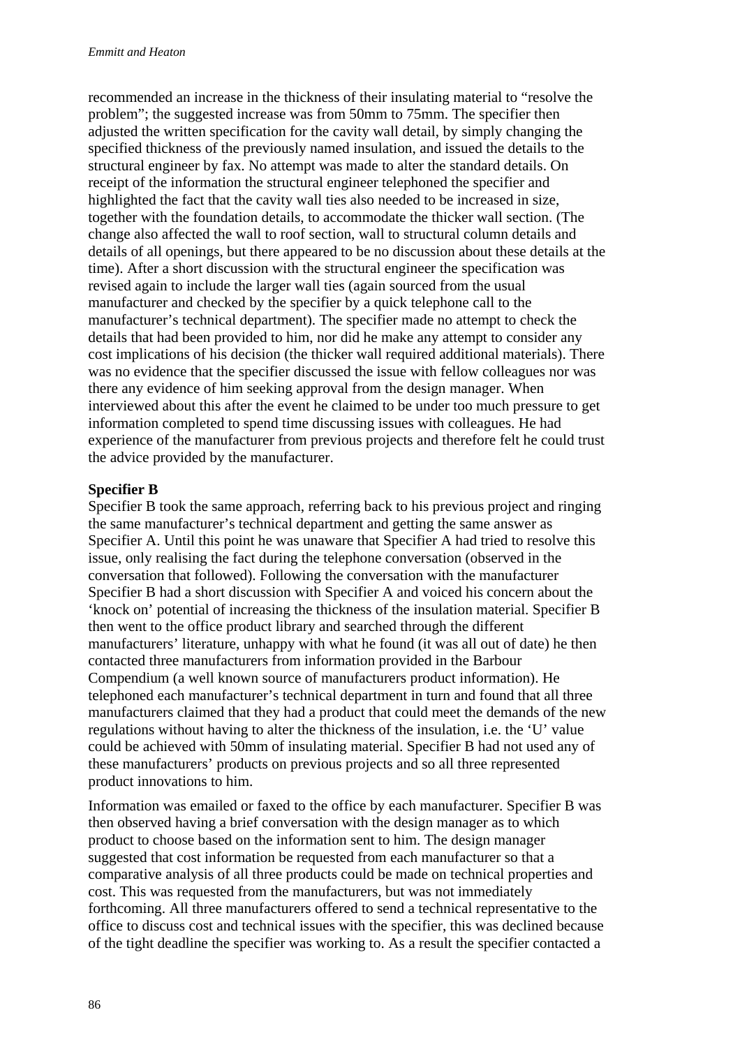recommended an increase in the thickness of their insulating material to "resolve the problem"; the suggested increase was from 50mm to 75mm. The specifier then adjusted the written specification for the cavity wall detail, by simply changing the specified thickness of the previously named insulation, and issued the details to the structural engineer by fax. No attempt was made to alter the standard details. On receipt of the information the structural engineer telephoned the specifier and highlighted the fact that the cavity wall ties also needed to be increased in size, together with the foundation details, to accommodate the thicker wall section. (The change also affected the wall to roof section, wall to structural column details and details of all openings, but there appeared to be no discussion about these details at the time). After a short discussion with the structural engineer the specification was revised again to include the larger wall ties (again sourced from the usual manufacturer and checked by the specifier by a quick telephone call to the manufacturer's technical department). The specifier made no attempt to check the details that had been provided to him, nor did he make any attempt to consider any cost implications of his decision (the thicker wall required additional materials). There was no evidence that the specifier discussed the issue with fellow colleagues nor was there any evidence of him seeking approval from the design manager. When interviewed about this after the event he claimed to be under too much pressure to get information completed to spend time discussing issues with colleagues. He had experience of the manufacturer from previous projects and therefore felt he could trust the advice provided by the manufacturer.

**Specifier B**

Specifier B took the same approach, referring back to his previous project and ringing the same manufacturer's technical department and getting the same answer as Specifier A. Until this point he was unaware that Specifier A had tried to resolve this issue, only realising the fact during the telephone conversation (observed in the conversation that followed). Following the conversation with the manufacturer Specifier B had a short discussion with Specifier A and voiced his concern about the 'knock on' potential of increasing the thickness of the insulation material. Specifier B then went to the office product library and searched through the different manufacturers' literature, unhappy with what he found (it was all out of date) he then contacted three manufacturers from information provided in the Barbour Compendium (a well known source of manufacturers product information). He telephoned each manufacturer's technical department in turn and found that all three manufacturers claimed that they had a product that could meet the demands of the new regulations without having to alter the thickness of the insulation, i.e. the 'U' value could be achieved with 50mm of insulating material. Specifier B had not used any of these manufacturers' products on previous projects and so all three represented product innovations to him.

Information was emailed or faxed to the office by each manufacturer. Specifier B was then observed having a brief conversation with the design manager as to which product to choose based on the information sent to him. The design manager suggested that cost information be requested from each manufacturer so that a comparative analysis of all three products could be made on technical properties and cost. This was requested from the manufacturers, but was not immediately forthcoming. All three manufacturers offered to send a technical representative to the office to discuss cost and technical issues with the specifier, this was declined because of the tight deadline the specifier was working to. As a result the specifier contacted a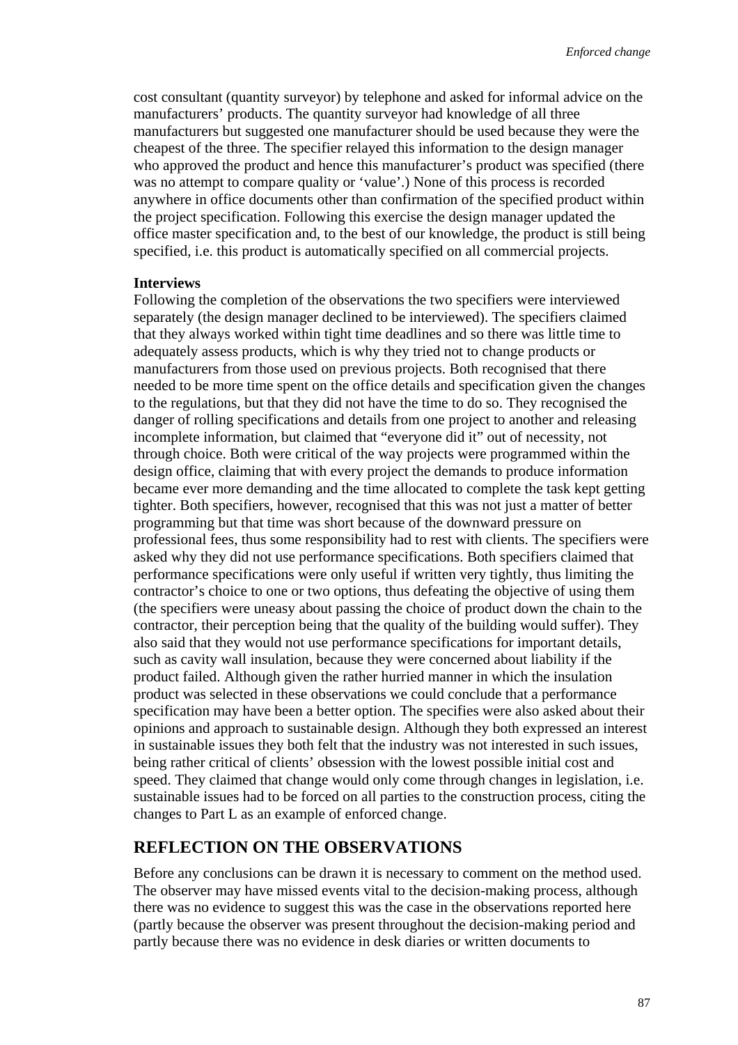cost consultant (quantity surveyor) by telephone and asked for informal advice on the manufacturers' products. The quantity surveyor had knowledge of all three manufacturers but suggested one manufacturer should be used because they were the cheapest of the three. The specifier relayed this information to the design manager who approved the product and hence this manufacturer's product was specified (there was no attempt to compare quality or 'value'.) None of this process is recorded anywhere in office documents other than confirmation of the specified product within the project specification. Following this exercise the design manager updated the office master specification and, to the best of our knowledge, the product is still being specified, i.e. this product is automatically specified on all commercial projects.

**Interviews**

Following the completion of the observations the two specifiers were interviewed separately (the design manager declined to be interviewed). The specifiers claimed that they always worked within tight time deadlines and so there was little time to adequately assess products, which is why they tried not to change products or manufacturers from those used on previous projects. Both recognised that there needed to be more time spent on the office details and specification given the changes to the regulations, but that they did not have the time to do so. They recognised the danger of rolling specifications and details from one project to another and releasing incomplete information, but claimed that "everyone did it" out of necessity, not through choice. Both were critical of the way projects were programmed within the design office, claiming that with every project the demands to produce information became ever more demanding and the time allocated to complete the task kept getting tighter. Both specifiers, however, recognised that this was not just a matter of better programming but that time was short because of the downward pressure on professional fees, thus some responsibility had to rest with clients. The specifiers were asked why they did not use performance specifications. Both specifiers claimed that performance specifications were only useful if written very tightly, thus limiting the contractor's choice to one or two options, thus defeating the objective of using them (the specifiers were uneasy about passing the choice of product down the chain to the contractor, their perception being that the quality of the building would suffer). They also said that they would not use performance specifications for important details, such as cavity wall insulation, because they were concerned about liability if the product failed. Although given the rather hurried manner in which the insulation product was selected in these observations we could conclude that a performance specification may have been a better option. The specifies were also asked about their opinions and approach to sustainable design. Although they both expressed an interest in sustainable issues they both felt that the industry was not interested in such issues, being rather critical of clients' obsession with the lowest possible initial cost and speed. They claimed that change would only come through changes in legislation, i.e. sustainable issues had to be forced on all parties to the construction process, citing the changes to Part L as an example of enforced change.

## REFLECTION ON THE OBSERVATIONS

Before any conclusions can be drawn it is necessary to comment on the method used. The observer may have missed events vital to the decision-making process, although there was no evidence to suggest this was the case in the observations reported here (partly because the observer was present throughout the decision-making period and partly because there was no evidence in desk diaries or written documents to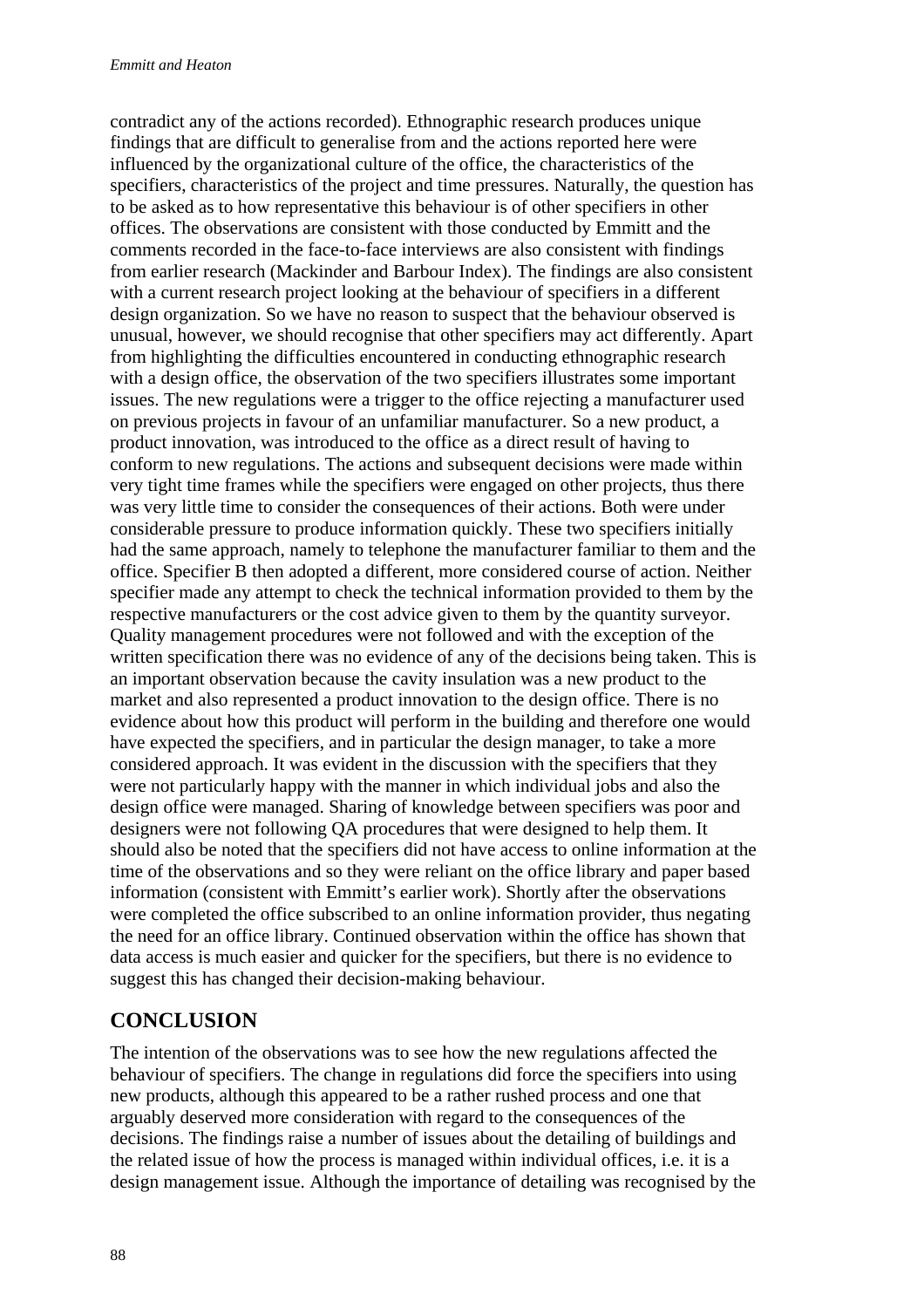contradict any of the actions recorded). Ethnographic research produces unique findings that are difficult to generalise from and the actions reported here were influenced by the organizational culture of the office, the characteristics of the specifiers, characteristics of the project and time pressures. Naturally, the question has to be asked as to how representative this behaviour is of other specifiers in other offices. The observations are consistent with those conducted by Emmitt and the comments recorded in the face-to-face interviews are also consistent with findings from earlier research (Mackinder and Barbour Index). The findings are also consistent with a current research project looking at the behaviour of specifiers in a different design organization. So we have no reason to suspect that the behaviour observed is unusual, however, we should recognise that other specifiers may act differently. Apart from highlighting the difficulties encountered in conducting ethnographic research with a design office, the observation of the two specifiers illustrates some important issues. The new regulations were a trigger to the office rejecting a manufacturer used on previous projects in favour of an unfamiliar manufacturer. So a new product, a product innovation, was introduced to the office as a direct result of having to conform to new regulations. The actions and subsequent decisions were made within very tight time frames while the specifiers were engaged on other projects, thus there was very little time to consider the consequences of their actions. Both were under considerable pressure to produce information quickly. These two specifiers initially had the same approach, namely to telephone the manufacturer familiar to them and the office. Specifier B then adopted a different, more considered course of action. Neither specifier made any attempt to check the technical information provided to them by the respective manufacturers or the cost advice given to them by the quantity surveyor. Quality management procedures were not followed and with the exception of the written specification there was no evidence of any of the decisions being taken. This is an important observation because the cavity insulation was a new product to the market and also represented a product innovation to the design office. There is no evidence about how this product will perform in the building and therefore one would have expected the specifiers, and in particular the design manager, to take a more considered approach. It was evident in the discussion with the specifiers that they were not particularly happy with the manner in which individual jobs and also the design office were managed. Sharing of knowledge between specifiers was poor and designers were not following QA procedures that were designed to help them. It should also be noted that the specifiers did not have access to online information at the time of the observations and so they were reliant on the office library and paper based information (consistent with Emmitt's earlier work). Shortly after the observations were completed the office subscribed to an online information provider, thus negating the need for an office library. Continued observation within the office has shown that data access is much easier and quicker for the specifiers, but there is no evidence to suggest this has changed their decision-making behaviour.

## CONCLUSION

The intention of the observations was to see how the new regulations affected the behaviour of specifiers. The change in regulations did force the specifiers into using new products, although this appeared to be a rather rushed process and one that arguably deserved more consideration with regard to the consequences of the decisions. The findings raise a number of issues about the detailing of buildings and the related issue of how the process is managed within individual offices, i.e. it is a design management issue. Although the importance of detailing was recognised by the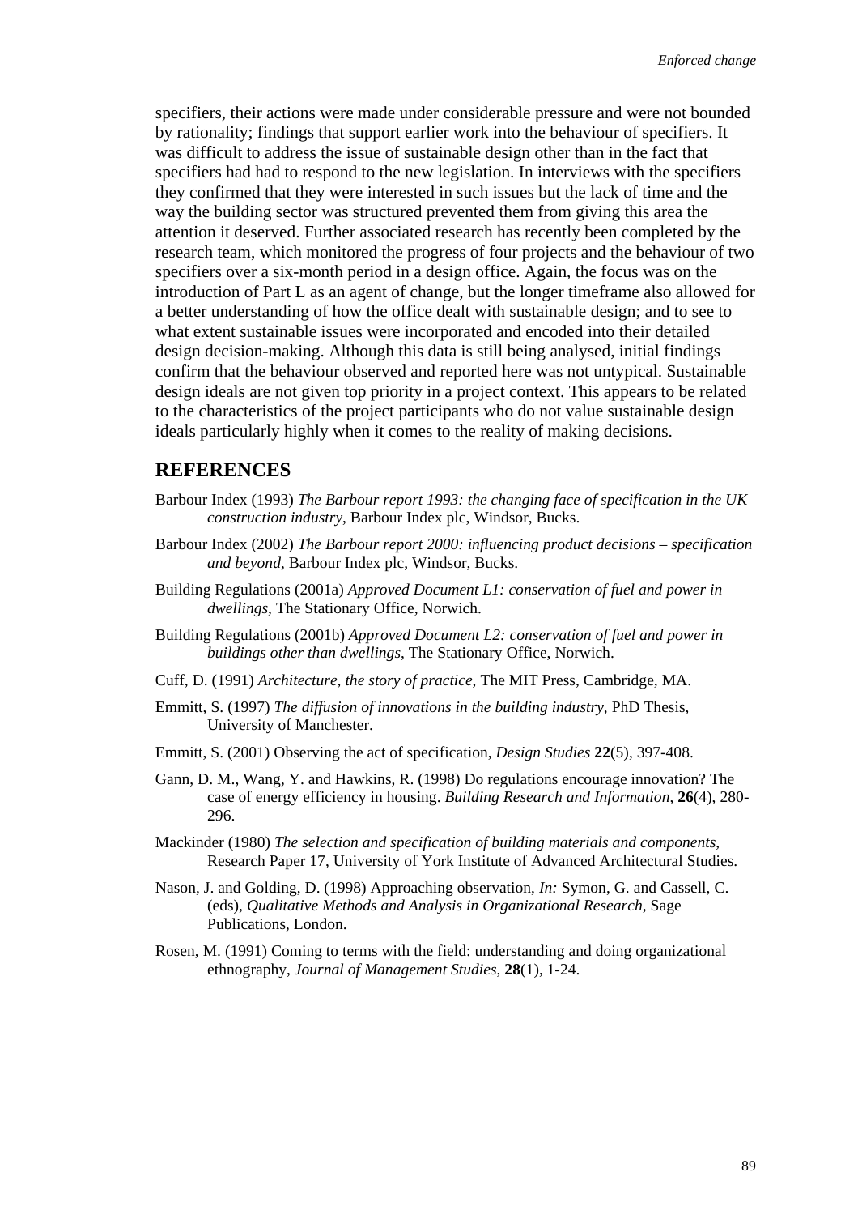specifiers, their actions were made under considerable pressure and were not bounded by rationality; findings that support earlier work into the behaviour of specifiers. It was difficult to address the issue of sustainable design other than in the fact that specifiers had had to respond to the new legislation. In interviews with the specifiers they confirmed that they were interested in such issues but the lack of time and the way the building sector was structured prevented them from giving this area the attention it deserved. Further associated research has recently been completed by the research team, which monitored the progress of four projects and the behaviour of two specifiers over a six-month period in a design office. Again, the focus was on the introduction of Part L as an agent of change, but the longer timeframe also allowed for a better understanding of how the office dealt with sustainable design; and to see to what extent sustainable issues were incorporated and encoded into their detailed design decision-making. Although this data is still being analysed, initial findings confirm that the behaviour observed and reported here was not untypical. Sustainable design ideals are not given top priority in a project context. This appears to be related to the characteristics of the project participants who do not value sustainable design ideals particularly highly when it comes to the reality of making decisions.

## REFERENCES

Barbour Index (1993) *The Barbour report 1993: the changing face of specification in the UK construction industry*, Barbour Index plc, Windsor, Bucks.

Barbour Index (2002) *The Barbour report 2000: influencing product decisions – specification and beyond*, Barbour Index plc, Windsor, Bucks.

Building Regulations (2001a) *Approved Document L1: conservation of fuel and power in dwellings*, The Stationary Office, Norwich.

Building Regulations (2001b) *Approved Document L2: conservation of fuel and power in buildings other than dwellings*, The Stationary Office, Norwich.

Cuff, D. (1991) *Architecture, the story of practice*, The MIT Press, Cambridge, MA.

Emmitt, S. (1997) *The diffusion of innovations in the building industry*, PhD Thesis, University of Manchester.

Emmitt, S. (2001) Observing the act of specification, *Design Studies* **22**(5), 397-408.

Gann, D. M., Wang, Y. and Hawkins, R. (1998) Do regulations encourage innovation? The case of energy efficiency in housing. *Building Research and Information*, **26**(4), 280-296.

Mackinder (1980) *The selection and specification of building materials and components*, Research Paper 17, University of York Institute of Advanced Architectural Studies.

Nason, J. and Golding, D. (1998) Approaching observation, *In:* Symon, G. and Cassell, C. (eds), *Qualitative Methods and Analysis in Organizational Research*, Sage Publications, London.

Rosen, M. (1991) Coming to terms with the field: understanding and doing organizational ethnography, *Journal of Management Studies*, **28**(1), 1-24.